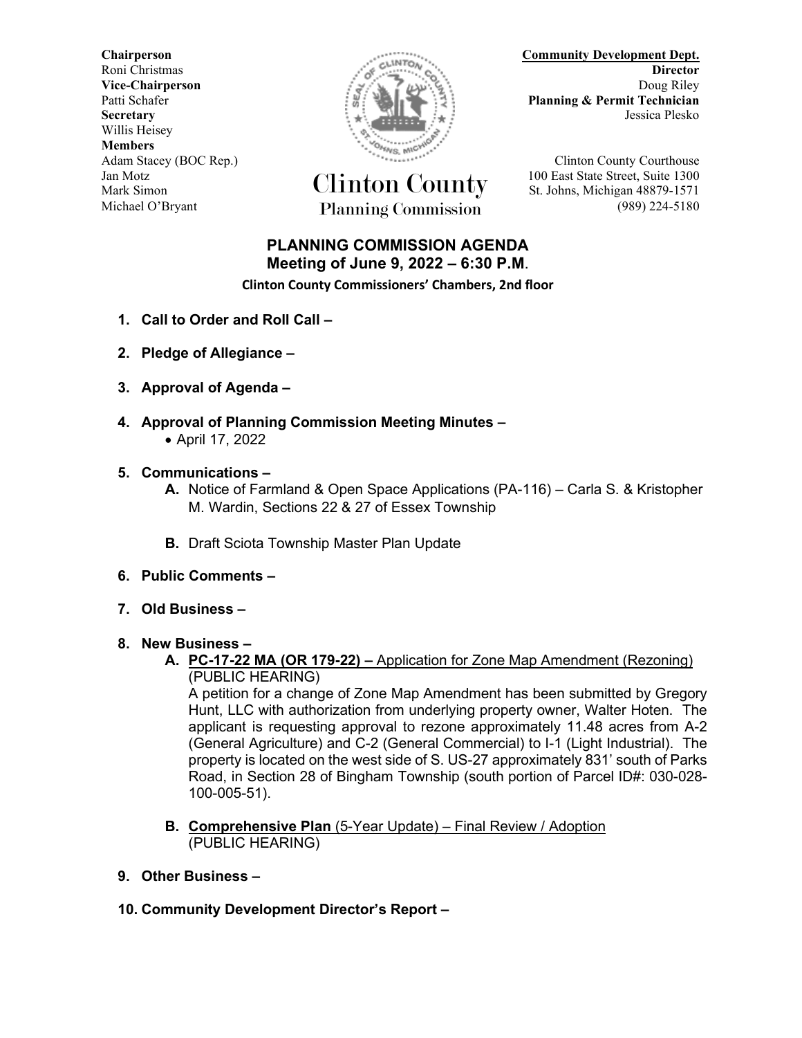**Chairperson**
Roni Christmas
**Vice-Chairperson**
Patti Schafer
**Secretary**
Willis Heisey
**Members**
Adam Stacey (BOC Rep.)
Jan Motz
Mark Simon
Michael O'Bryant

# Clinton County
## Planning Commission

**Community Development Dept.**
**Director**
Doug Riley
**Planning & Permit Technician**
Jessica Plesko

Clinton County Courthouse
100 East State Street, Suite 1300
St. Johns, Michigan 48879-1571
(989) 224-5180

## PLANNING COMMISSION AGENDA
### Meeting of June 9, 2022 – 6:30 P.M.
**Clinton County Commissioners' Chambers, 2nd floor**

1. **Call to Order and Roll Call –**

2. **Pledge of Allegiance –**

3. **Approval of Agenda –**

4. **Approval of Planning Commission Meeting Minutes –**
   - April 17, 2022

5. **Communications –**
   - **A.** Notice of Farmland & Open Space Applications (PA-116) – Carla S. & Kristopher M. Wardin, Sections 22 & 27 of Essex Township
   - **B.** Draft Sciota Township Master Plan Update

6. **Public Comments –**

7. **Old Business –**

8. **New Business –**
   - **A.** **PC-17-22 MA (OR 179-22) –** Application for Zone Map Amendment (Rezoning) (PUBLIC HEARING)
     A petition for a change of Zone Map Amendment has been submitted by Gregory Hunt, LLC with authorization from underlying property owner, Walter Hoten. The applicant is requesting approval to rezone approximately 11.48 acres from A-2 (General Agriculture) and C-2 (General Commercial) to I-1 (Light Industrial). The property is located on the west side of S. US-27 approximately 831' south of Parks Road, in Section 28 of Bingham Township (south portion of Parcel ID#: 030-028-100-005-51).
   - **B.** **Comprehensive Plan** (5-Year Update) – Final Review / Adoption (PUBLIC HEARING)

9. **Other Business –**

10. **Community Development Director's Report –**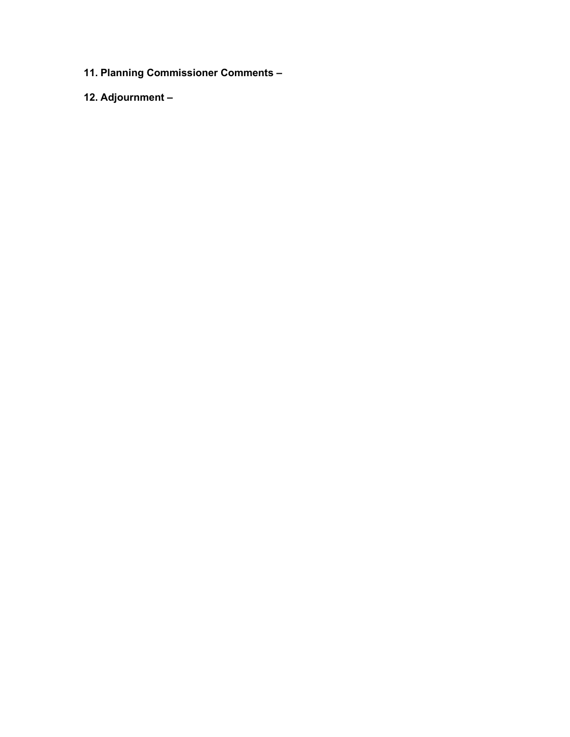**11. Planning Commissioner Comments –**

**12. Adjournment –**